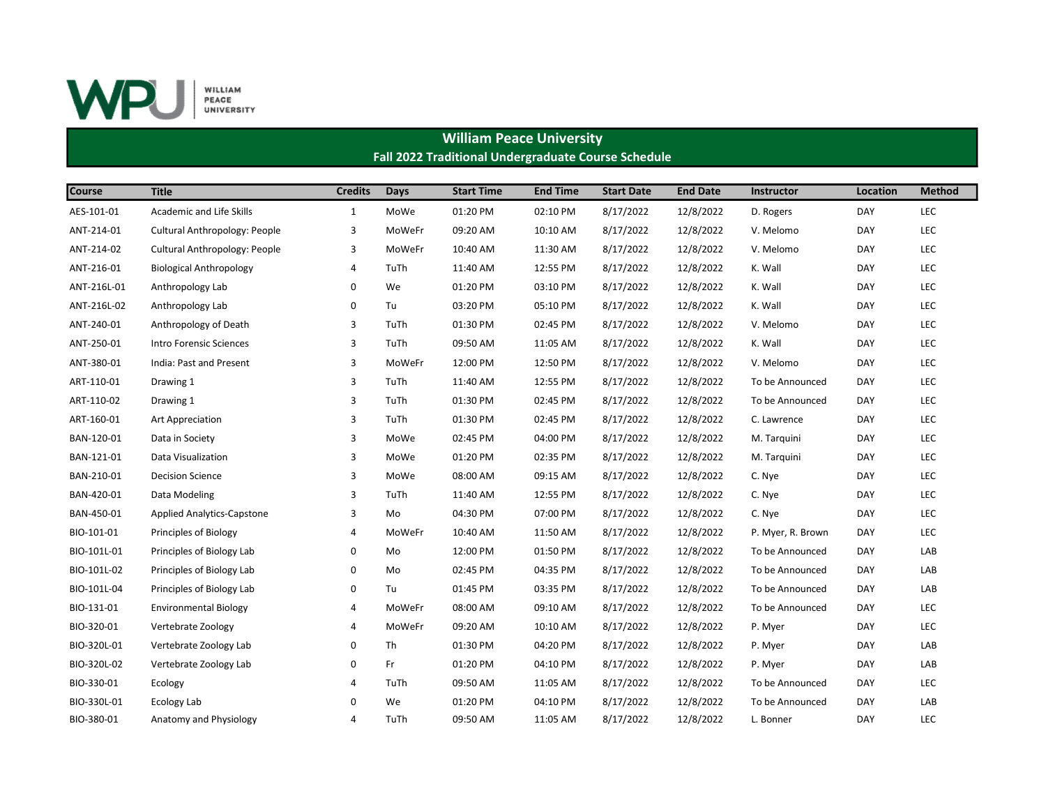# William Peace University

## Fall 2022 Traditional Undergraduate Course Schedule

| Course | Title | Credits | Days | Start Time | End Time | Start Date | End Date | Instructor | Location | Method |
|---|---|---|---|---|---|---|---|---|---|---|
| AES-101-01 | Academic and Life Skills | 1 | MoWe | 01:20 PM | 02:10 PM | 8/17/2022 | 12/8/2022 | D. Rogers | DAY | LEC |
| ANT-214-01 | Cultural Anthropology: People | 3 | MoWeFr | 09:20 AM | 10:10 AM | 8/17/2022 | 12/8/2022 | V. Melomo | DAY | LEC |
| ANT-214-02 | Cultural Anthropology: People | 3 | MoWeFr | 10:40 AM | 11:30 AM | 8/17/2022 | 12/8/2022 | V. Melomo | DAY | LEC |
| ANT-216-01 | Biological Anthropology | 4 | TuTh | 11:40 AM | 12:55 PM | 8/17/2022 | 12/8/2022 | K. Wall | DAY | LEC |
| ANT-216L-01 | Anthropology Lab | 0 | We | 01:20 PM | 03:10 PM | 8/17/2022 | 12/8/2022 | K. Wall | DAY | LEC |
| ANT-216L-02 | Anthropology Lab | 0 | Tu | 03:20 PM | 05:10 PM | 8/17/2022 | 12/8/2022 | K. Wall | DAY | LEC |
| ANT-240-01 | Anthropology of Death | 3 | TuTh | 01:30 PM | 02:45 PM | 8/17/2022 | 12/8/2022 | V. Melomo | DAY | LEC |
| ANT-250-01 | Intro Forensic Sciences | 3 | TuTh | 09:50 AM | 11:05 AM | 8/17/2022 | 12/8/2022 | K. Wall | DAY | LEC |
| ANT-380-01 | India: Past and Present | 3 | MoWeFr | 12:00 PM | 12:50 PM | 8/17/2022 | 12/8/2022 | V. Melomo | DAY | LEC |
| ART-110-01 | Drawing 1 | 3 | TuTh | 11:40 AM | 12:55 PM | 8/17/2022 | 12/8/2022 | To be Announced | DAY | LEC |
| ART-110-02 | Drawing 1 | 3 | TuTh | 01:30 PM | 02:45 PM | 8/17/2022 | 12/8/2022 | To be Announced | DAY | LEC |
| ART-160-01 | Art Appreciation | 3 | TuTh | 01:30 PM | 02:45 PM | 8/17/2022 | 12/8/2022 | C. Lawrence | DAY | LEC |
| BAN-120-01 | Data in Society | 3 | MoWe | 02:45 PM | 04:00 PM | 8/17/2022 | 12/8/2022 | M. Tarquini | DAY | LEC |
| BAN-121-01 | Data Visualization | 3 | MoWe | 01:20 PM | 02:35 PM | 8/17/2022 | 12/8/2022 | M. Tarquini | DAY | LEC |
| BAN-210-01 | Decision Science | 3 | MoWe | 08:00 AM | 09:15 AM | 8/17/2022 | 12/8/2022 | C. Nye | DAY | LEC |
| BAN-420-01 | Data Modeling | 3 | TuTh | 11:40 AM | 12:55 PM | 8/17/2022 | 12/8/2022 | C. Nye | DAY | LEC |
| BAN-450-01 | Applied Analytics-Capstone | 3 | Mo | 04:30 PM | 07:00 PM | 8/17/2022 | 12/8/2022 | C. Nye | DAY | LEC |
| BIO-101-01 | Principles of Biology | 4 | MoWeFr | 10:40 AM | 11:50 AM | 8/17/2022 | 12/8/2022 | P. Myer, R. Brown | DAY | LEC |
| BIO-101L-01 | Principles of Biology Lab | 0 | Mo | 12:00 PM | 01:50 PM | 8/17/2022 | 12/8/2022 | To be Announced | DAY | LAB |
| BIO-101L-02 | Principles of Biology Lab | 0 | Mo | 02:45 PM | 04:35 PM | 8/17/2022 | 12/8/2022 | To be Announced | DAY | LAB |
| BIO-101L-04 | Principles of Biology Lab | 0 | Tu | 01:45 PM | 03:35 PM | 8/17/2022 | 12/8/2022 | To be Announced | DAY | LAB |
| BIO-131-01 | Environmental Biology | 4 | MoWeFr | 08:00 AM | 09:10 AM | 8/17/2022 | 12/8/2022 | To be Announced | DAY | LEC |
| BIO-320-01 | Vertebrate Zoology | 4 | MoWeFr | 09:20 AM | 10:10 AM | 8/17/2022 | 12/8/2022 | P. Myer | DAY | LEC |
| BIO-320L-01 | Vertebrate Zoology Lab | 0 | Th | 01:30 PM | 04:20 PM | 8/17/2022 | 12/8/2022 | P. Myer | DAY | LAB |
| BIO-320L-02 | Vertebrate Zoology Lab | 0 | Fr | 01:20 PM | 04:10 PM | 8/17/2022 | 12/8/2022 | P. Myer | DAY | LAB |
| BIO-330-01 | Ecology | 4 | TuTh | 09:50 AM | 11:05 AM | 8/17/2022 | 12/8/2022 | To be Announced | DAY | LEC |
| BIO-330L-01 | Ecology Lab | 0 | We | 01:20 PM | 04:10 PM | 8/17/2022 | 12/8/2022 | To be Announced | DAY | LAB |
| BIO-380-01 | Anatomy and Physiology | 4 | TuTh | 09:50 AM | 11:05 AM | 8/17/2022 | 12/8/2022 | L. Bonner | DAY | LEC |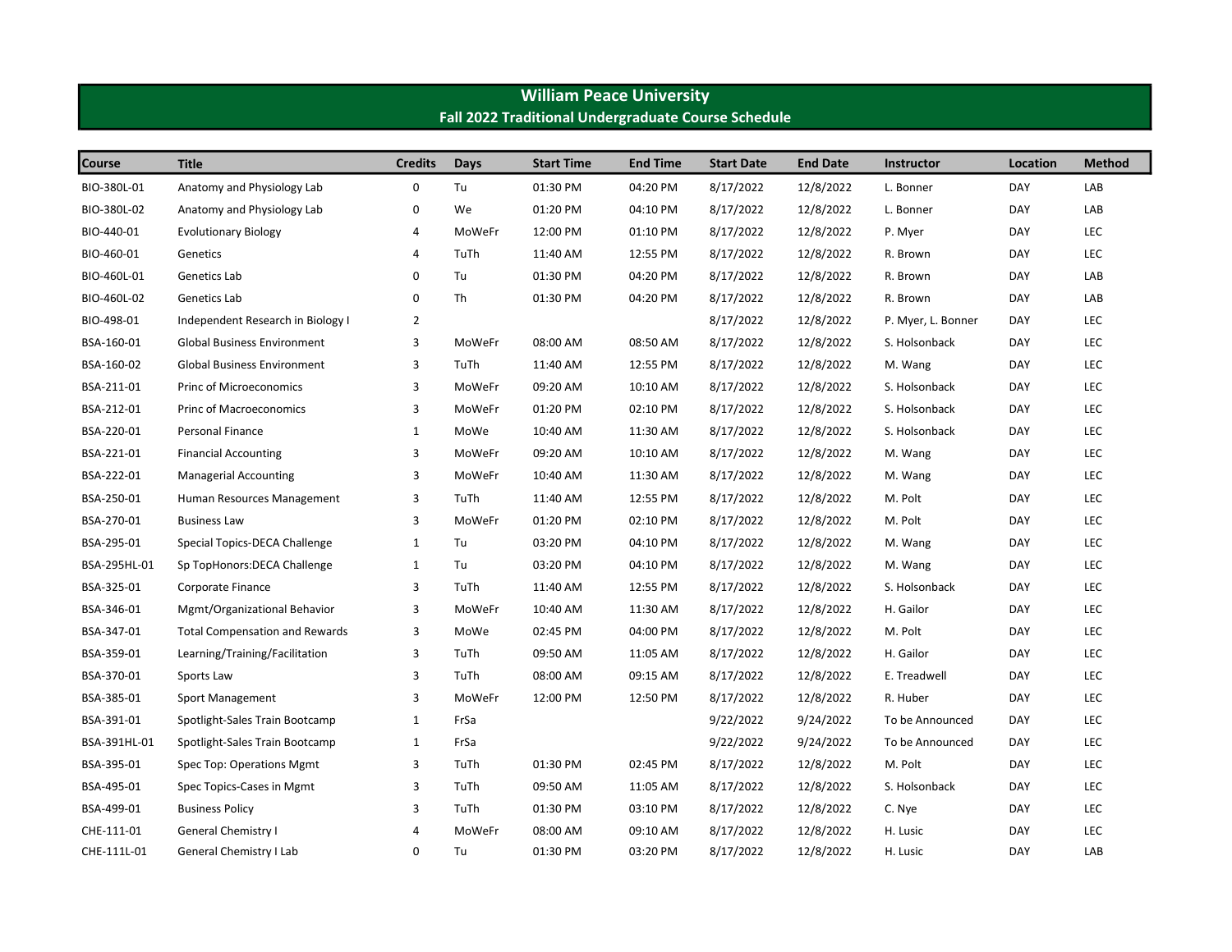# William Peace University

## Fall 2022 Traditional Undergraduate Course Schedule

| Course | Title | Credits | Days | Start Time | End Time | Start Date | End Date | Instructor | Location | Method |
|---|---|---|---|---|---|---|---|---|---|---|
| BIO-380L-01 | Anatomy and Physiology Lab | 0 | Tu | 01:30 PM | 04:20 PM | 8/17/2022 | 12/8/2022 | L. Bonner | DAY | LAB |
| BIO-380L-02 | Anatomy and Physiology Lab | 0 | We | 01:20 PM | 04:10 PM | 8/17/2022 | 12/8/2022 | L. Bonner | DAY | LAB |
| BIO-440-01 | Evolutionary Biology | 4 | MoWeFr | 12:00 PM | 01:10 PM | 8/17/2022 | 12/8/2022 | P. Myer | DAY | LEC |
| BIO-460-01 | Genetics | 4 | TuTh | 11:40 AM | 12:55 PM | 8/17/2022 | 12/8/2022 | R. Brown | DAY | LEC |
| BIO-460L-01 | Genetics Lab | 0 | Tu | 01:30 PM | 04:20 PM | 8/17/2022 | 12/8/2022 | R. Brown | DAY | LAB |
| BIO-460L-02 | Genetics Lab | 0 | Th | 01:30 PM | 04:20 PM | 8/17/2022 | 12/8/2022 | R. Brown | DAY | LAB |
| BIO-498-01 | Independent Research in Biology I | 2 | | | | 8/17/2022 | 12/8/2022 | P. Myer, L. Bonner | DAY | LEC |
| BSA-160-01 | Global Business Environment | 3 | MoWeFr | 08:00 AM | 08:50 AM | 8/17/2022 | 12/8/2022 | S. Holsonback | DAY | LEC |
| BSA-160-02 | Global Business Environment | 3 | TuTh | 11:40 AM | 12:55 PM | 8/17/2022 | 12/8/2022 | M. Wang | DAY | LEC |
| BSA-211-01 | Princ of Microeconomics | 3 | MoWeFr | 09:20 AM | 10:10 AM | 8/17/2022 | 12/8/2022 | S. Holsonback | DAY | LEC |
| BSA-212-01 | Princ of Macroeconomics | 3 | MoWeFr | 01:20 PM | 02:10 PM | 8/17/2022 | 12/8/2022 | S. Holsonback | DAY | LEC |
| BSA-220-01 | Personal Finance | 1 | MoWe | 10:40 AM | 11:30 AM | 8/17/2022 | 12/8/2022 | S. Holsonback | DAY | LEC |
| BSA-221-01 | Financial Accounting | 3 | MoWeFr | 09:20 AM | 10:10 AM | 8/17/2022 | 12/8/2022 | M. Wang | DAY | LEC |
| BSA-222-01 | Managerial Accounting | 3 | MoWeFr | 10:40 AM | 11:30 AM | 8/17/2022 | 12/8/2022 | M. Wang | DAY | LEC |
| BSA-250-01 | Human Resources Management | 3 | TuTh | 11:40 AM | 12:55 PM | 8/17/2022 | 12/8/2022 | M. Polt | DAY | LEC |
| BSA-270-01 | Business Law | 3 | MoWeFr | 01:20 PM | 02:10 PM | 8/17/2022 | 12/8/2022 | M. Polt | DAY | LEC |
| BSA-295-01 | Special Topics-DECA Challenge | 1 | Tu | 03:20 PM | 04:10 PM | 8/17/2022 | 12/8/2022 | M. Wang | DAY | LEC |
| BSA-295HL-01 | Sp TopHonors:DECA Challenge | 1 | Tu | 03:20 PM | 04:10 PM | 8/17/2022 | 12/8/2022 | M. Wang | DAY | LEC |
| BSA-325-01 | Corporate Finance | 3 | TuTh | 11:40 AM | 12:55 PM | 8/17/2022 | 12/8/2022 | S. Holsonback | DAY | LEC |
| BSA-346-01 | Mgmt/Organizational Behavior | 3 | MoWeFr | 10:40 AM | 11:30 AM | 8/17/2022 | 12/8/2022 | H. Gailor | DAY | LEC |
| BSA-347-01 | Total Compensation and Rewards | 3 | MoWe | 02:45 PM | 04:00 PM | 8/17/2022 | 12/8/2022 | M. Polt | DAY | LEC |
| BSA-359-01 | Learning/Training/Facilitation | 3 | TuTh | 09:50 AM | 11:05 AM | 8/17/2022 | 12/8/2022 | H. Gailor | DAY | LEC |
| BSA-370-01 | Sports Law | 3 | TuTh | 08:00 AM | 09:15 AM | 8/17/2022 | 12/8/2022 | E. Treadwell | DAY | LEC |
| BSA-385-01 | Sport Management | 3 | MoWeFr | 12:00 PM | 12:50 PM | 8/17/2022 | 12/8/2022 | R. Huber | DAY | LEC |
| BSA-391-01 | Spotlight-Sales Train Bootcamp | 1 | FrSa | | | 9/22/2022 | 9/24/2022 | To be Announced | DAY | LEC |
| BSA-391HL-01 | Spotlight-Sales Train Bootcamp | 1 | FrSa | | | 9/22/2022 | 9/24/2022 | To be Announced | DAY | LEC |
| BSA-395-01 | Spec Top: Operations Mgmt | 3 | TuTh | 01:30 PM | 02:45 PM | 8/17/2022 | 12/8/2022 | M. Polt | DAY | LEC |
| BSA-495-01 | Spec Topics-Cases in Mgmt | 3 | TuTh | 09:50 AM | 11:05 AM | 8/17/2022 | 12/8/2022 | S. Holsonback | DAY | LEC |
| BSA-499-01 | Business Policy | 3 | TuTh | 01:30 PM | 03:10 PM | 8/17/2022 | 12/8/2022 | C. Nye | DAY | LEC |
| CHE-111-01 | General Chemistry I | 4 | MoWeFr | 08:00 AM | 09:10 AM | 8/17/2022 | 12/8/2022 | H. Lusic | DAY | LEC |
| CHE-111L-01 | General Chemistry I Lab | 0 | Tu | 01:30 PM | 03:20 PM | 8/17/2022 | 12/8/2022 | H. Lusic | DAY | LAB |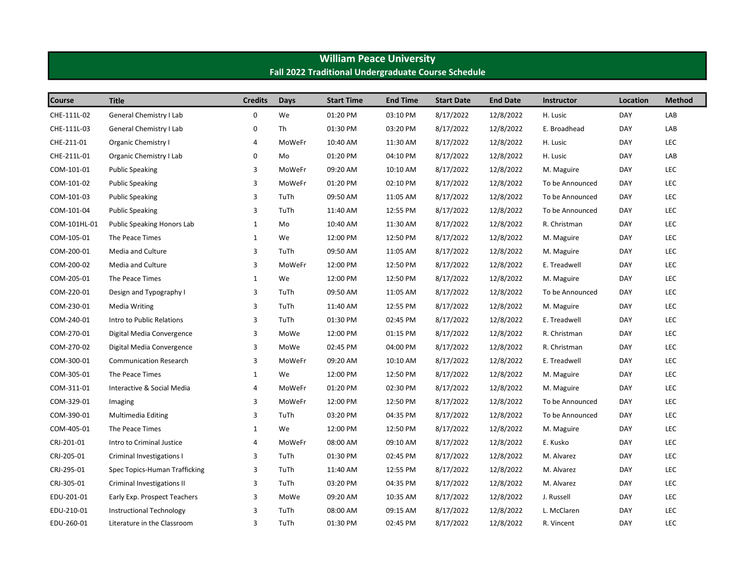# William Peace University

## Fall 2022 Traditional Undergraduate Course Schedule

| Course | Title | Credits | Days | Start Time | End Time | Start Date | End Date | Instructor | Location | Method |
|---|---|---|---|---|---|---|---|---|---|---|
| CHE-111L-02 | General Chemistry I Lab | 0 | We | 01:20 PM | 03:10 PM | 8/17/2022 | 12/8/2022 | H. Lusic | DAY | LAB |
| CHE-111L-03 | General Chemistry I Lab | 0 | Th | 01:30 PM | 03:20 PM | 8/17/2022 | 12/8/2022 | E. Broadhead | DAY | LAB |
| CHE-211-01 | Organic Chemistry I | 4 | MoWeFr | 10:40 AM | 11:30 AM | 8/17/2022 | 12/8/2022 | H. Lusic | DAY | LEC |
| CHE-211L-01 | Organic Chemistry I Lab | 0 | Mo | 01:20 PM | 04:10 PM | 8/17/2022 | 12/8/2022 | H. Lusic | DAY | LAB |
| COM-101-01 | Public Speaking | 3 | MoWeFr | 09:20 AM | 10:10 AM | 8/17/2022 | 12/8/2022 | M. Maguire | DAY | LEC |
| COM-101-02 | Public Speaking | 3 | MoWeFr | 01:20 PM | 02:10 PM | 8/17/2022 | 12/8/2022 | To be Announced | DAY | LEC |
| COM-101-03 | Public Speaking | 3 | TuTh | 09:50 AM | 11:05 AM | 8/17/2022 | 12/8/2022 | To be Announced | DAY | LEC |
| COM-101-04 | Public Speaking | 3 | TuTh | 11:40 AM | 12:55 PM | 8/17/2022 | 12/8/2022 | To be Announced | DAY | LEC |
| COM-101HL-01 | Public Speaking Honors Lab | 1 | Mo | 10:40 AM | 11:30 AM | 8/17/2022 | 12/8/2022 | R. Christman | DAY | LEC |
| COM-105-01 | The Peace Times | 1 | We | 12:00 PM | 12:50 PM | 8/17/2022 | 12/8/2022 | M. Maguire | DAY | LEC |
| COM-200-01 | Media and Culture | 3 | TuTh | 09:50 AM | 11:05 AM | 8/17/2022 | 12/8/2022 | M. Maguire | DAY | LEC |
| COM-200-02 | Media and Culture | 3 | MoWeFr | 12:00 PM | 12:50 PM | 8/17/2022 | 12/8/2022 | E. Treadwell | DAY | LEC |
| COM-205-01 | The Peace Times | 1 | We | 12:00 PM | 12:50 PM | 8/17/2022 | 12/8/2022 | M. Maguire | DAY | LEC |
| COM-220-01 | Design and Typography I | 3 | TuTh | 09:50 AM | 11:05 AM | 8/17/2022 | 12/8/2022 | To be Announced | DAY | LEC |
| COM-230-01 | Media Writing | 3 | TuTh | 11:40 AM | 12:55 PM | 8/17/2022 | 12/8/2022 | M. Maguire | DAY | LEC |
| COM-240-01 | Intro to Public Relations | 3 | TuTh | 01:30 PM | 02:45 PM | 8/17/2022 | 12/8/2022 | E. Treadwell | DAY | LEC |
| COM-270-01 | Digital Media Convergence | 3 | MoWe | 12:00 PM | 01:15 PM | 8/17/2022 | 12/8/2022 | R. Christman | DAY | LEC |
| COM-270-02 | Digital Media Convergence | 3 | MoWe | 02:45 PM | 04:00 PM | 8/17/2022 | 12/8/2022 | R. Christman | DAY | LEC |
| COM-300-01 | Communication Research | 3 | MoWeFr | 09:20 AM | 10:10 AM | 8/17/2022 | 12/8/2022 | E. Treadwell | DAY | LEC |
| COM-305-01 | The Peace Times | 1 | We | 12:00 PM | 12:50 PM | 8/17/2022 | 12/8/2022 | M. Maguire | DAY | LEC |
| COM-311-01 | Interactive & Social Media | 4 | MoWeFr | 01:20 PM | 02:30 PM | 8/17/2022 | 12/8/2022 | M. Maguire | DAY | LEC |
| COM-329-01 | Imaging | 3 | MoWeFr | 12:00 PM | 12:50 PM | 8/17/2022 | 12/8/2022 | To be Announced | DAY | LEC |
| COM-390-01 | Multimedia Editing | 3 | TuTh | 03:20 PM | 04:35 PM | 8/17/2022 | 12/8/2022 | To be Announced | DAY | LEC |
| COM-405-01 | The Peace Times | 1 | We | 12:00 PM | 12:50 PM | 8/17/2022 | 12/8/2022 | M. Maguire | DAY | LEC |
| CRJ-201-01 | Intro to Criminal Justice | 4 | MoWeFr | 08:00 AM | 09:10 AM | 8/17/2022 | 12/8/2022 | E. Kusko | DAY | LEC |
| CRJ-205-01 | Criminal Investigations I | 3 | TuTh | 01:30 PM | 02:45 PM | 8/17/2022 | 12/8/2022 | M. Alvarez | DAY | LEC |
| CRJ-295-01 | Spec Topics-Human Trafficking | 3 | TuTh | 11:40 AM | 12:55 PM | 8/17/2022 | 12/8/2022 | M. Alvarez | DAY | LEC |
| CRJ-305-01 | Criminal Investigations II | 3 | TuTh | 03:20 PM | 04:35 PM | 8/17/2022 | 12/8/2022 | M. Alvarez | DAY | LEC |
| EDU-201-01 | Early Exp. Prospect Teachers | 3 | MoWe | 09:20 AM | 10:35 AM | 8/17/2022 | 12/8/2022 | J. Russell | DAY | LEC |
| EDU-210-01 | Instructional Technology | 3 | TuTh | 08:00 AM | 09:15 AM | 8/17/2022 | 12/8/2022 | L. McClaren | DAY | LEC |
| EDU-260-01 | Literature in the Classroom | 3 | TuTh | 01:30 PM | 02:45 PM | 8/17/2022 | 12/8/2022 | R. Vincent | DAY | LEC |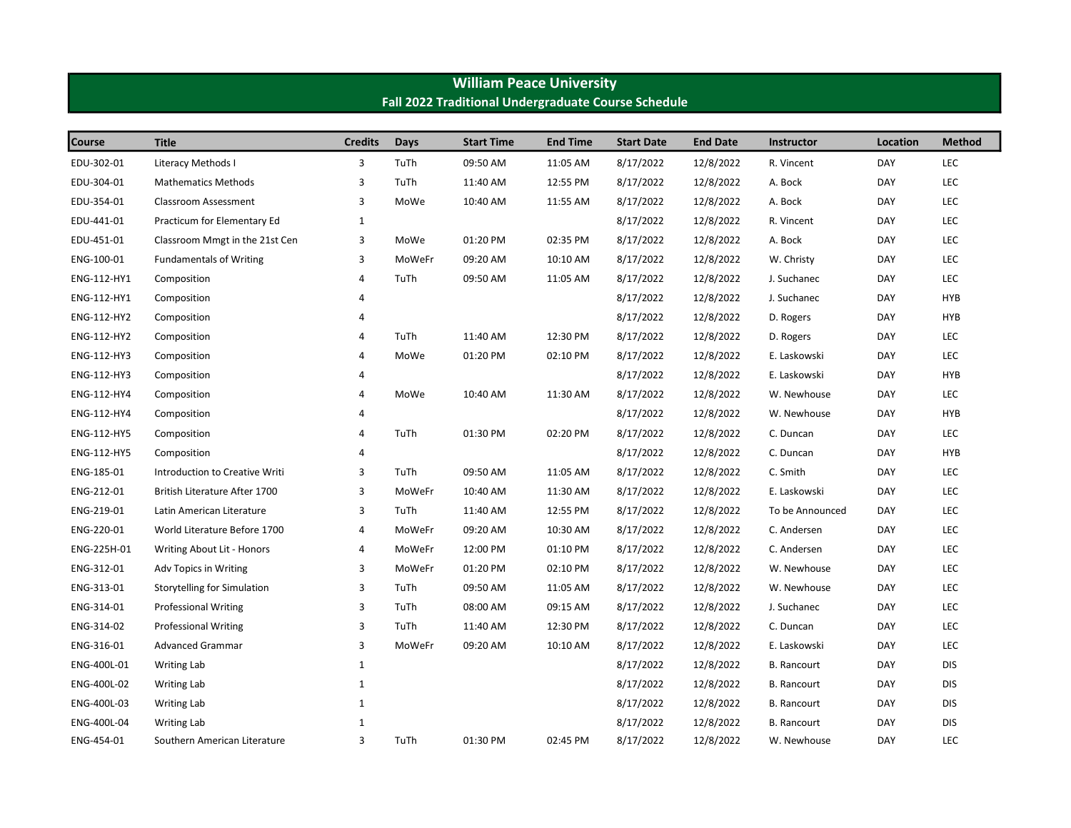# William Peace University

## Fall 2022 Traditional Undergraduate Course Schedule

| Course | Title | Credits | Days | Start Time | End Time | Start Date | End Date | Instructor | Location | Method |
|---|---|---|---|---|---|---|---|---|---|---|
| EDU-302-01 | Literacy Methods I | 3 | TuTh | 09:50 AM | 11:05 AM | 8/17/2022 | 12/8/2022 | R. Vincent | DAY | LEC |
| EDU-304-01 | Mathematics Methods | 3 | TuTh | 11:40 AM | 12:55 PM | 8/17/2022 | 12/8/2022 | A. Bock | DAY | LEC |
| EDU-354-01 | Classroom Assessment | 3 | MoWe | 10:40 AM | 11:55 AM | 8/17/2022 | 12/8/2022 | A. Bock | DAY | LEC |
| EDU-441-01 | Practicum for Elementary Ed | 1 | | | | 8/17/2022 | 12/8/2022 | R. Vincent | DAY | LEC |
| EDU-451-01 | Classroom Mmgt in the 21st Cen | 3 | MoWe | 01:20 PM | 02:35 PM | 8/17/2022 | 12/8/2022 | A. Bock | DAY | LEC |
| ENG-100-01 | Fundamentals of Writing | 3 | MoWeFr | 09:20 AM | 10:10 AM | 8/17/2022 | 12/8/2022 | W. Christy | DAY | LEC |
| ENG-112-HY1 | Composition | 4 | TuTh | 09:50 AM | 11:05 AM | 8/17/2022 | 12/8/2022 | J. Suchanec | DAY | LEC |
| ENG-112-HY1 | Composition | 4 | | | | 8/17/2022 | 12/8/2022 | J. Suchanec | DAY | HYB |
| ENG-112-HY2 | Composition | 4 | | | | 8/17/2022 | 12/8/2022 | D. Rogers | DAY | HYB |
| ENG-112-HY2 | Composition | 4 | TuTh | 11:40 AM | 12:30 PM | 8/17/2022 | 12/8/2022 | D. Rogers | DAY | LEC |
| ENG-112-HY3 | Composition | 4 | MoWe | 01:20 PM | 02:10 PM | 8/17/2022 | 12/8/2022 | E. Laskowski | DAY | LEC |
| ENG-112-HY3 | Composition | 4 | | | | 8/17/2022 | 12/8/2022 | E. Laskowski | DAY | HYB |
| ENG-112-HY4 | Composition | 4 | MoWe | 10:40 AM | 11:30 AM | 8/17/2022 | 12/8/2022 | W. Newhouse | DAY | LEC |
| ENG-112-HY4 | Composition | 4 | | | | 8/17/2022 | 12/8/2022 | W. Newhouse | DAY | HYB |
| ENG-112-HY5 | Composition | 4 | TuTh | 01:30 PM | 02:20 PM | 8/17/2022 | 12/8/2022 | C. Duncan | DAY | LEC |
| ENG-112-HY5 | Composition | 4 | | | | 8/17/2022 | 12/8/2022 | C. Duncan | DAY | HYB |
| ENG-185-01 | Introduction to Creative Writi | 3 | TuTh | 09:50 AM | 11:05 AM | 8/17/2022 | 12/8/2022 | C. Smith | DAY | LEC |
| ENG-212-01 | British Literature After 1700 | 3 | MoWeFr | 10:40 AM | 11:30 AM | 8/17/2022 | 12/8/2022 | E. Laskowski | DAY | LEC |
| ENG-219-01 | Latin American Literature | 3 | TuTh | 11:40 AM | 12:55 PM | 8/17/2022 | 12/8/2022 | To be Announced | DAY | LEC |
| ENG-220-01 | World Literature Before 1700 | 4 | MoWeFr | 09:20 AM | 10:30 AM | 8/17/2022 | 12/8/2022 | C. Andersen | DAY | LEC |
| ENG-225H-01 | Writing About Lit - Honors | 4 | MoWeFr | 12:00 PM | 01:10 PM | 8/17/2022 | 12/8/2022 | C. Andersen | DAY | LEC |
| ENG-312-01 | Adv Topics in Writing | 3 | MoWeFr | 01:20 PM | 02:10 PM | 8/17/2022 | 12/8/2022 | W. Newhouse | DAY | LEC |
| ENG-313-01 | Storytelling for Simulation | 3 | TuTh | 09:50 AM | 11:05 AM | 8/17/2022 | 12/8/2022 | W. Newhouse | DAY | LEC |
| ENG-314-01 | Professional Writing | 3 | TuTh | 08:00 AM | 09:15 AM | 8/17/2022 | 12/8/2022 | J. Suchanec | DAY | LEC |
| ENG-314-02 | Professional Writing | 3 | TuTh | 11:40 AM | 12:30 PM | 8/17/2022 | 12/8/2022 | C. Duncan | DAY | LEC |
| ENG-316-01 | Advanced Grammar | 3 | MoWeFr | 09:20 AM | 10:10 AM | 8/17/2022 | 12/8/2022 | E. Laskowski | DAY | LEC |
| ENG-400L-01 | Writing Lab | 1 | | | | 8/17/2022 | 12/8/2022 | B. Rancourt | DAY | DIS |
| ENG-400L-02 | Writing Lab | 1 | | | | 8/17/2022 | 12/8/2022 | B. Rancourt | DAY | DIS |
| ENG-400L-03 | Writing Lab | 1 | | | | 8/17/2022 | 12/8/2022 | B. Rancourt | DAY | DIS |
| ENG-400L-04 | Writing Lab | 1 | | | | 8/17/2022 | 12/8/2022 | B. Rancourt | DAY | DIS |
| ENG-454-01 | Southern American Literature | 3 | TuTh | 01:30 PM | 02:45 PM | 8/17/2022 | 12/8/2022 | W. Newhouse | DAY | LEC |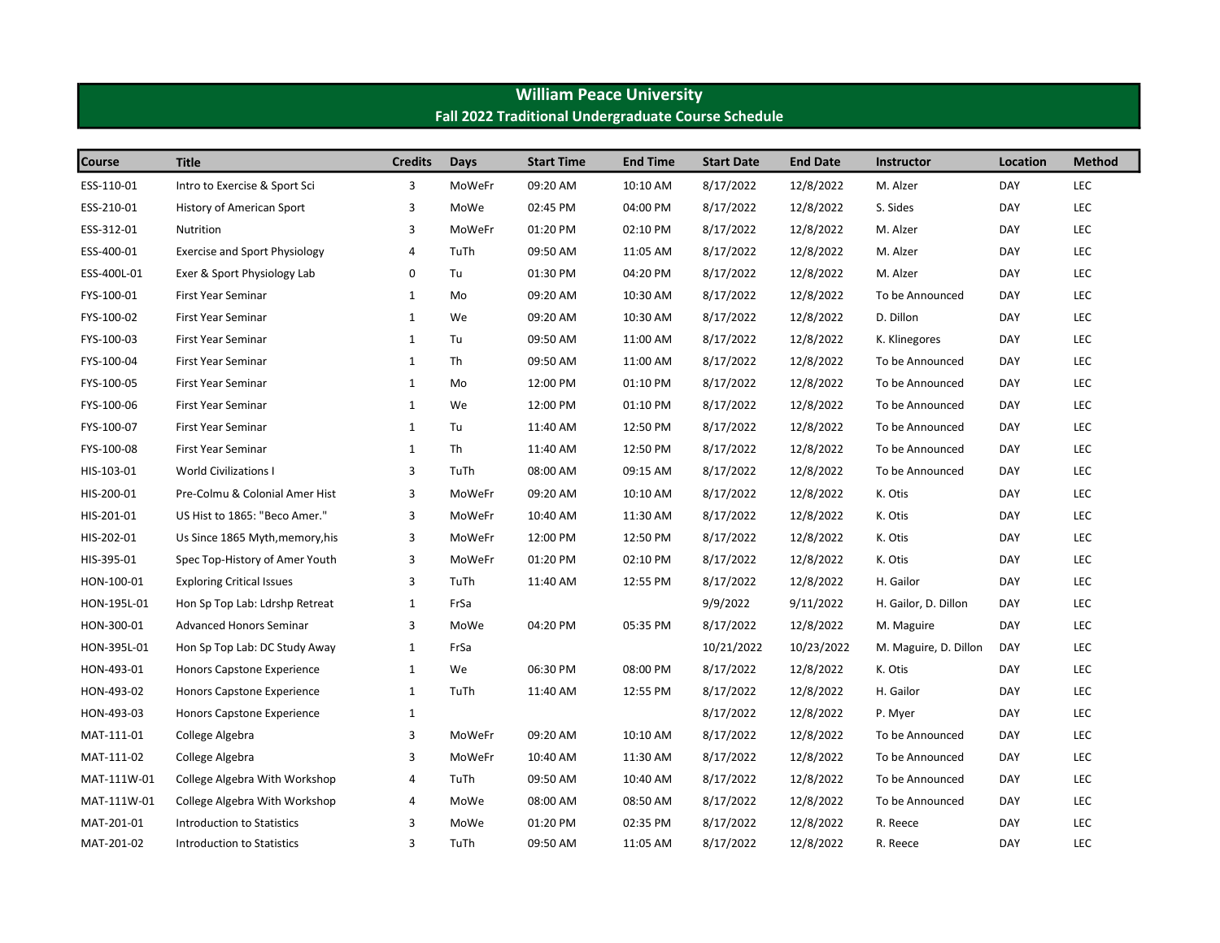# William Peace University

## Fall 2022 Traditional Undergraduate Course Schedule

| Course | Title | Credits | Days | Start Time | End Time | Start Date | End Date | Instructor | Location | Method |
|---|---|---|---|---|---|---|---|---|---|---|
| ESS-110-01 | Intro to Exercise & Sport Sci | 3 | MoWeFr | 09:20 AM | 10:10 AM | 8/17/2022 | 12/8/2022 | M. Alzer | DAY | LEC |
| ESS-210-01 | History of American Sport | 3 | MoWe | 02:45 PM | 04:00 PM | 8/17/2022 | 12/8/2022 | S. Sides | DAY | LEC |
| ESS-312-01 | Nutrition | 3 | MoWeFr | 01:20 PM | 02:10 PM | 8/17/2022 | 12/8/2022 | M. Alzer | DAY | LEC |
| ESS-400-01 | Exercise and Sport Physiology | 4 | TuTh | 09:50 AM | 11:05 AM | 8/17/2022 | 12/8/2022 | M. Alzer | DAY | LEC |
| ESS-400L-01 | Exer & Sport Physiology Lab | 0 | Tu | 01:30 PM | 04:20 PM | 8/17/2022 | 12/8/2022 | M. Alzer | DAY | LEC |
| FYS-100-01 | First Year Seminar | 1 | Mo | 09:20 AM | 10:30 AM | 8/17/2022 | 12/8/2022 | To be Announced | DAY | LEC |
| FYS-100-02 | First Year Seminar | 1 | We | 09:20 AM | 10:30 AM | 8/17/2022 | 12/8/2022 | D. Dillon | DAY | LEC |
| FYS-100-03 | First Year Seminar | 1 | Tu | 09:50 AM | 11:00 AM | 8/17/2022 | 12/8/2022 | K. Klinegores | DAY | LEC |
| FYS-100-04 | First Year Seminar | 1 | Th | 09:50 AM | 11:00 AM | 8/17/2022 | 12/8/2022 | To be Announced | DAY | LEC |
| FYS-100-05 | First Year Seminar | 1 | Mo | 12:00 PM | 01:10 PM | 8/17/2022 | 12/8/2022 | To be Announced | DAY | LEC |
| FYS-100-06 | First Year Seminar | 1 | We | 12:00 PM | 01:10 PM | 8/17/2022 | 12/8/2022 | To be Announced | DAY | LEC |
| FYS-100-07 | First Year Seminar | 1 | Tu | 11:40 AM | 12:50 PM | 8/17/2022 | 12/8/2022 | To be Announced | DAY | LEC |
| FYS-100-08 | First Year Seminar | 1 | Th | 11:40 AM | 12:50 PM | 8/17/2022 | 12/8/2022 | To be Announced | DAY | LEC |
| HIS-103-01 | World Civilizations I | 3 | TuTh | 08:00 AM | 09:15 AM | 8/17/2022 | 12/8/2022 | To be Announced | DAY | LEC |
| HIS-200-01 | Pre-Colmu & Colonial Amer Hist | 3 | MoWeFr | 09:20 AM | 10:10 AM | 8/17/2022 | 12/8/2022 | K. Otis | DAY | LEC |
| HIS-201-01 | US Hist to 1865: "Beco Amer." | 3 | MoWeFr | 10:40 AM | 11:30 AM | 8/17/2022 | 12/8/2022 | K. Otis | DAY | LEC |
| HIS-202-01 | Us Since 1865 Myth,memory,his | 3 | MoWeFr | 12:00 PM | 12:50 PM | 8/17/2022 | 12/8/2022 | K. Otis | DAY | LEC |
| HIS-395-01 | Spec Top-History of Amer Youth | 3 | MoWeFr | 01:20 PM | 02:10 PM | 8/17/2022 | 12/8/2022 | K. Otis | DAY | LEC |
| HON-100-01 | Exploring Critical Issues | 3 | TuTh | 11:40 AM | 12:55 PM | 8/17/2022 | 12/8/2022 | H. Gailor | DAY | LEC |
| HON-195L-01 | Hon Sp Top Lab: Ldrshp Retreat | 1 | FrSa | | | 9/9/2022 | 9/11/2022 | H. Gailor, D. Dillon | DAY | LEC |
| HON-300-01 | Advanced Honors Seminar | 3 | MoWe | 04:20 PM | 05:35 PM | 8/17/2022 | 12/8/2022 | M. Maguire | DAY | LEC |
| HON-395L-01 | Hon Sp Top Lab: DC Study Away | 1 | FrSa | | | 10/21/2022 | 10/23/2022 | M. Maguire, D. Dillon | DAY | LEC |
| HON-493-01 | Honors Capstone Experience | 1 | We | 06:30 PM | 08:00 PM | 8/17/2022 | 12/8/2022 | K. Otis | DAY | LEC |
| HON-493-02 | Honors Capstone Experience | 1 | TuTh | 11:40 AM | 12:55 PM | 8/17/2022 | 12/8/2022 | H. Gailor | DAY | LEC |
| HON-493-03 | Honors Capstone Experience | 1 | | | | 8/17/2022 | 12/8/2022 | P. Myer | DAY | LEC |
| MAT-111-01 | College Algebra | 3 | MoWeFr | 09:20 AM | 10:10 AM | 8/17/2022 | 12/8/2022 | To be Announced | DAY | LEC |
| MAT-111-02 | College Algebra | 3 | MoWeFr | 10:40 AM | 11:30 AM | 8/17/2022 | 12/8/2022 | To be Announced | DAY | LEC |
| MAT-111W-01 | College Algebra With Workshop | 4 | TuTh | 09:50 AM | 10:40 AM | 8/17/2022 | 12/8/2022 | To be Announced | DAY | LEC |
| MAT-111W-01 | College Algebra With Workshop | 4 | MoWe | 08:00 AM | 08:50 AM | 8/17/2022 | 12/8/2022 | To be Announced | DAY | LEC |
| MAT-201-01 | Introduction to Statistics | 3 | MoWe | 01:20 PM | 02:35 PM | 8/17/2022 | 12/8/2022 | R. Reece | DAY | LEC |
| MAT-201-02 | Introduction to Statistics | 3 | TuTh | 09:50 AM | 11:05 AM | 8/17/2022 | 12/8/2022 | R. Reece | DAY | LEC |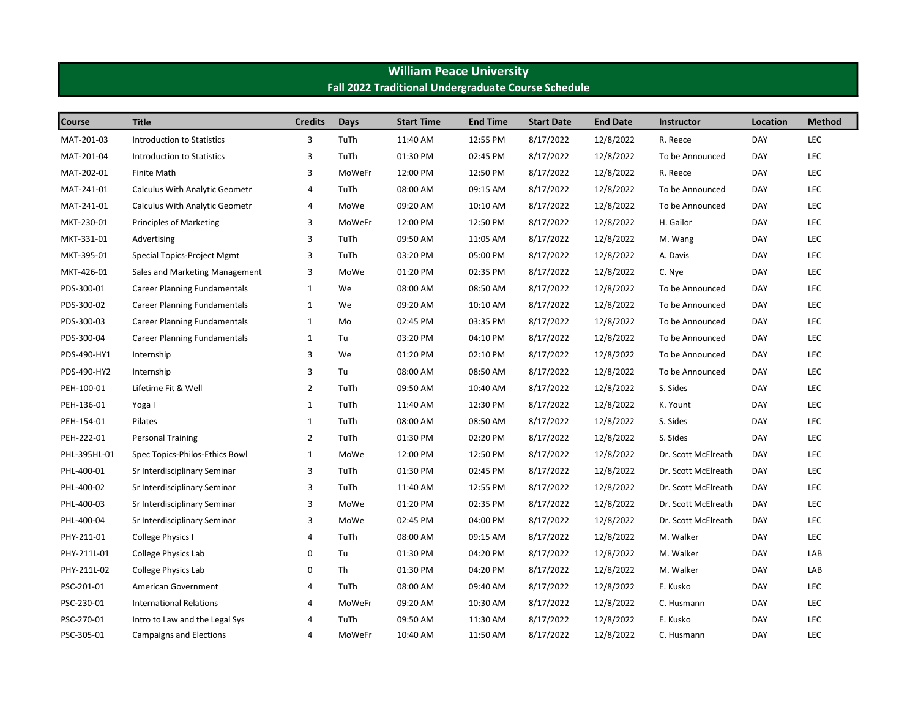# William Peace University

## Fall 2022 Traditional Undergraduate Course Schedule

| Course | Title | Credits | Days | Start Time | End Time | Start Date | End Date | Instructor | Location | Method |
|---|---|---|---|---|---|---|---|---|---|---|
| MAT-201-03 | Introduction to Statistics | 3 | TuTh | 11:40 AM | 12:55 PM | 8/17/2022 | 12/8/2022 | R. Reece | DAY | LEC |
| MAT-201-04 | Introduction to Statistics | 3 | TuTh | 01:30 PM | 02:45 PM | 8/17/2022 | 12/8/2022 | To be Announced | DAY | LEC |
| MAT-202-01 | Finite Math | 3 | MoWeFr | 12:00 PM | 12:50 PM | 8/17/2022 | 12/8/2022 | R. Reece | DAY | LEC |
| MAT-241-01 | Calculus With Analytic Geometr | 4 | TuTh | 08:00 AM | 09:15 AM | 8/17/2022 | 12/8/2022 | To be Announced | DAY | LEC |
| MAT-241-01 | Calculus With Analytic Geometr | 4 | MoWe | 09:20 AM | 10:10 AM | 8/17/2022 | 12/8/2022 | To be Announced | DAY | LEC |
| MKT-230-01 | Principles of Marketing | 3 | MoWeFr | 12:00 PM | 12:50 PM | 8/17/2022 | 12/8/2022 | H. Gailor | DAY | LEC |
| MKT-331-01 | Advertising | 3 | TuTh | 09:50 AM | 11:05 AM | 8/17/2022 | 12/8/2022 | M. Wang | DAY | LEC |
| MKT-395-01 | Special Topics-Project Mgmt | 3 | TuTh | 03:20 PM | 05:00 PM | 8/17/2022 | 12/8/2022 | A. Davis | DAY | LEC |
| MKT-426-01 | Sales and Marketing Management | 3 | MoWe | 01:20 PM | 02:35 PM | 8/17/2022 | 12/8/2022 | C. Nye | DAY | LEC |
| PDS-300-01 | Career Planning Fundamentals | 1 | We | 08:00 AM | 08:50 AM | 8/17/2022 | 12/8/2022 | To be Announced | DAY | LEC |
| PDS-300-02 | Career Planning Fundamentals | 1 | We | 09:20 AM | 10:10 AM | 8/17/2022 | 12/8/2022 | To be Announced | DAY | LEC |
| PDS-300-03 | Career Planning Fundamentals | 1 | Mo | 02:45 PM | 03:35 PM | 8/17/2022 | 12/8/2022 | To be Announced | DAY | LEC |
| PDS-300-04 | Career Planning Fundamentals | 1 | Tu | 03:20 PM | 04:10 PM | 8/17/2022 | 12/8/2022 | To be Announced | DAY | LEC |
| PDS-490-HY1 | Internship | 3 | We | 01:20 PM | 02:10 PM | 8/17/2022 | 12/8/2022 | To be Announced | DAY | LEC |
| PDS-490-HY2 | Internship | 3 | Tu | 08:00 AM | 08:50 AM | 8/17/2022 | 12/8/2022 | To be Announced | DAY | LEC |
| PEH-100-01 | Lifetime Fit & Well | 2 | TuTh | 09:50 AM | 10:40 AM | 8/17/2022 | 12/8/2022 | S. Sides | DAY | LEC |
| PEH-136-01 | Yoga I | 1 | TuTh | 11:40 AM | 12:30 PM | 8/17/2022 | 12/8/2022 | K. Yount | DAY | LEC |
| PEH-154-01 | Pilates | 1 | TuTh | 08:00 AM | 08:50 AM | 8/17/2022 | 12/8/2022 | S. Sides | DAY | LEC |
| PEH-222-01 | Personal Training | 2 | TuTh | 01:30 PM | 02:20 PM | 8/17/2022 | 12/8/2022 | S. Sides | DAY | LEC |
| PHL-395HL-01 | Spec Topics-Philos-Ethics Bowl | 1 | MoWe | 12:00 PM | 12:50 PM | 8/17/2022 | 12/8/2022 | Dr. Scott McElreath | DAY | LEC |
| PHL-400-01 | Sr Interdisciplinary Seminar | 3 | TuTh | 01:30 PM | 02:45 PM | 8/17/2022 | 12/8/2022 | Dr. Scott McElreath | DAY | LEC |
| PHL-400-02 | Sr Interdisciplinary Seminar | 3 | TuTh | 11:40 AM | 12:55 PM | 8/17/2022 | 12/8/2022 | Dr. Scott McElreath | DAY | LEC |
| PHL-400-03 | Sr Interdisciplinary Seminar | 3 | MoWe | 01:20 PM | 02:35 PM | 8/17/2022 | 12/8/2022 | Dr. Scott McElreath | DAY | LEC |
| PHL-400-04 | Sr Interdisciplinary Seminar | 3 | MoWe | 02:45 PM | 04:00 PM | 8/17/2022 | 12/8/2022 | Dr. Scott McElreath | DAY | LEC |
| PHY-211-01 | College Physics I | 4 | TuTh | 08:00 AM | 09:15 AM | 8/17/2022 | 12/8/2022 | M. Walker | DAY | LEC |
| PHY-211L-01 | College Physics Lab | 0 | Tu | 01:30 PM | 04:20 PM | 8/17/2022 | 12/8/2022 | M. Walker | DAY | LAB |
| PHY-211L-02 | College Physics Lab | 0 | Th | 01:30 PM | 04:20 PM | 8/17/2022 | 12/8/2022 | M. Walker | DAY | LAB |
| PSC-201-01 | American Government | 4 | TuTh | 08:00 AM | 09:40 AM | 8/17/2022 | 12/8/2022 | E. Kusko | DAY | LEC |
| PSC-230-01 | International Relations | 4 | MoWeFr | 09:20 AM | 10:30 AM | 8/17/2022 | 12/8/2022 | C. Husmann | DAY | LEC |
| PSC-270-01 | Intro to Law and the Legal Sys | 4 | TuTh | 09:50 AM | 11:30 AM | 8/17/2022 | 12/8/2022 | E. Kusko | DAY | LEC |
| PSC-305-01 | Campaigns and Elections | 4 | MoWeFr | 10:40 AM | 11:50 AM | 8/17/2022 | 12/8/2022 | C. Husmann | DAY | LEC |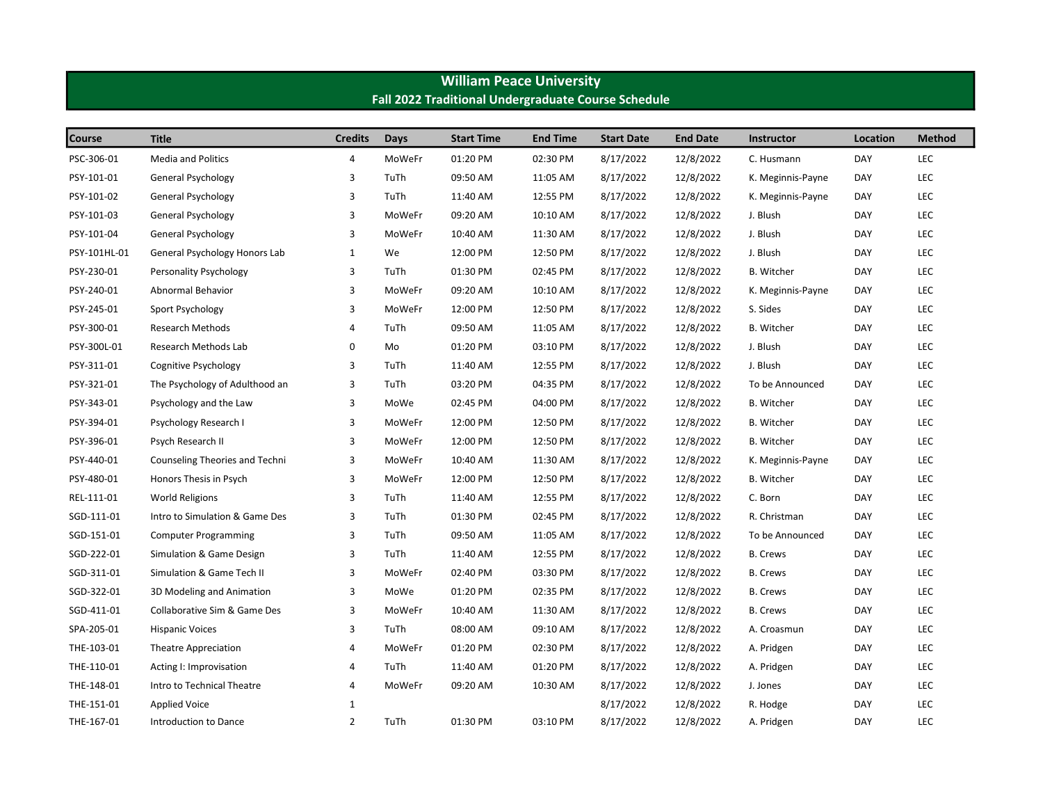# William Peace University

## Fall 2022 Traditional Undergraduate Course Schedule

| Course | Title | Credits | Days | Start Time | End Time | Start Date | End Date | Instructor | Location | Method |
|---|---|---|---|---|---|---|---|---|---|---|
| PSC-306-01 | Media and Politics | 4 | MoWeFr | 01:20 PM | 02:30 PM | 8/17/2022 | 12/8/2022 | C. Husmann | DAY | LEC |
| PSY-101-01 | General Psychology | 3 | TuTh | 09:50 AM | 11:05 AM | 8/17/2022 | 12/8/2022 | K. Meginnis-Payne | DAY | LEC |
| PSY-101-02 | General Psychology | 3 | TuTh | 11:40 AM | 12:55 PM | 8/17/2022 | 12/8/2022 | K. Meginnis-Payne | DAY | LEC |
| PSY-101-03 | General Psychology | 3 | MoWeFr | 09:20 AM | 10:10 AM | 8/17/2022 | 12/8/2022 | J. Blush | DAY | LEC |
| PSY-101-04 | General Psychology | 3 | MoWeFr | 10:40 AM | 11:30 AM | 8/17/2022 | 12/8/2022 | J. Blush | DAY | LEC |
| PSY-101HL-01 | General Psychology Honors Lab | 1 | We | 12:00 PM | 12:50 PM | 8/17/2022 | 12/8/2022 | J. Blush | DAY | LEC |
| PSY-230-01 | Personality Psychology | 3 | TuTh | 01:30 PM | 02:45 PM | 8/17/2022 | 12/8/2022 | B. Witcher | DAY | LEC |
| PSY-240-01 | Abnormal Behavior | 3 | MoWeFr | 09:20 AM | 10:10 AM | 8/17/2022 | 12/8/2022 | K. Meginnis-Payne | DAY | LEC |
| PSY-245-01 | Sport Psychology | 3 | MoWeFr | 12:00 PM | 12:50 PM | 8/17/2022 | 12/8/2022 | S. Sides | DAY | LEC |
| PSY-300-01 | Research Methods | 4 | TuTh | 09:50 AM | 11:05 AM | 8/17/2022 | 12/8/2022 | B. Witcher | DAY | LEC |
| PSY-300L-01 | Research Methods Lab | 0 | Mo | 01:20 PM | 03:10 PM | 8/17/2022 | 12/8/2022 | J. Blush | DAY | LEC |
| PSY-311-01 | Cognitive Psychology | 3 | TuTh | 11:40 AM | 12:55 PM | 8/17/2022 | 12/8/2022 | J. Blush | DAY | LEC |
| PSY-321-01 | The Psychology of Adulthood an | 3 | TuTh | 03:20 PM | 04:35 PM | 8/17/2022 | 12/8/2022 | To be Announced | DAY | LEC |
| PSY-343-01 | Psychology and the Law | 3 | MoWe | 02:45 PM | 04:00 PM | 8/17/2022 | 12/8/2022 | B. Witcher | DAY | LEC |
| PSY-394-01 | Psychology Research I | 3 | MoWeFr | 12:00 PM | 12:50 PM | 8/17/2022 | 12/8/2022 | B. Witcher | DAY | LEC |
| PSY-396-01 | Psych Research II | 3 | MoWeFr | 12:00 PM | 12:50 PM | 8/17/2022 | 12/8/2022 | B. Witcher | DAY | LEC |
| PSY-440-01 | Counseling Theories and Techni | 3 | MoWeFr | 10:40 AM | 11:30 AM | 8/17/2022 | 12/8/2022 | K. Meginnis-Payne | DAY | LEC |
| PSY-480-01 | Honors Thesis in Psych | 3 | MoWeFr | 12:00 PM | 12:50 PM | 8/17/2022 | 12/8/2022 | B. Witcher | DAY | LEC |
| REL-111-01 | World Religions | 3 | TuTh | 11:40 AM | 12:55 PM | 8/17/2022 | 12/8/2022 | C. Born | DAY | LEC |
| SGD-111-01 | Intro to Simulation & Game Des | 3 | TuTh | 01:30 PM | 02:45 PM | 8/17/2022 | 12/8/2022 | R. Christman | DAY | LEC |
| SGD-151-01 | Computer Programming | 3 | TuTh | 09:50 AM | 11:05 AM | 8/17/2022 | 12/8/2022 | To be Announced | DAY | LEC |
| SGD-222-01 | Simulation & Game Design | 3 | TuTh | 11:40 AM | 12:55 PM | 8/17/2022 | 12/8/2022 | B. Crews | DAY | LEC |
| SGD-311-01 | Simulation & Game Tech II | 3 | MoWeFr | 02:40 PM | 03:30 PM | 8/17/2022 | 12/8/2022 | B. Crews | DAY | LEC |
| SGD-322-01 | 3D Modeling and Animation | 3 | MoWe | 01:20 PM | 02:35 PM | 8/17/2022 | 12/8/2022 | B. Crews | DAY | LEC |
| SGD-411-01 | Collaborative Sim & Game Des | 3 | MoWeFr | 10:40 AM | 11:30 AM | 8/17/2022 | 12/8/2022 | B. Crews | DAY | LEC |
| SPA-205-01 | Hispanic Voices | 3 | TuTh | 08:00 AM | 09:10 AM | 8/17/2022 | 12/8/2022 | A. Croasmun | DAY | LEC |
| THE-103-01 | Theatre Appreciation | 4 | MoWeFr | 01:20 PM | 02:30 PM | 8/17/2022 | 12/8/2022 | A. Pridgen | DAY | LEC |
| THE-110-01 | Acting I: Improvisation | 4 | TuTh | 11:40 AM | 01:20 PM | 8/17/2022 | 12/8/2022 | A. Pridgen | DAY | LEC |
| THE-148-01 | Intro to Technical Theatre | 4 | MoWeFr | 09:20 AM | 10:30 AM | 8/17/2022 | 12/8/2022 | J. Jones | DAY | LEC |
| THE-151-01 | Applied Voice | 1 | | | | 8/17/2022 | 12/8/2022 | R. Hodge | DAY | LEC |
| THE-167-01 | Introduction to Dance | 2 | TuTh | 01:30 PM | 03:10 PM | 8/17/2022 | 12/8/2022 | A. Pridgen | DAY | LEC |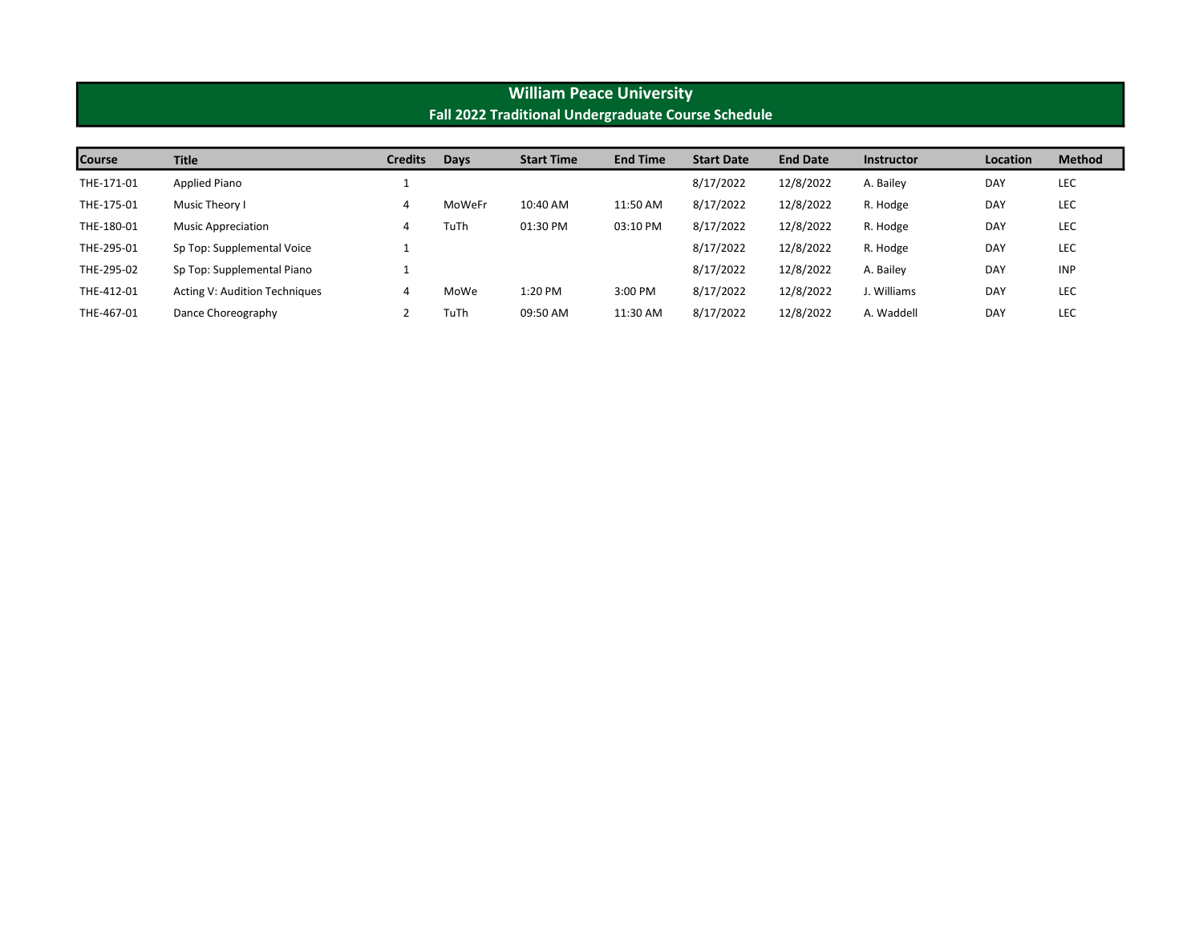# William Peace University

## Fall 2022 Traditional Undergraduate Course Schedule

| Course | Title | Credits | Days | Start Time | End Time | Start Date | End Date | Instructor | Location | Method |
|---|---|---|---|---|---|---|---|---|---|---|
| THE-171-01 | Applied Piano | 1 | | | | 8/17/2022 | 12/8/2022 | A. Bailey | DAY | LEC |
| THE-175-01 | Music Theory I | 4 | MoWeFr | 10:40 AM | 11:50 AM | 8/17/2022 | 12/8/2022 | R. Hodge | DAY | LEC |
| THE-180-01 | Music Appreciation | 4 | TuTh | 01:30 PM | 03:10 PM | 8/17/2022 | 12/8/2022 | R. Hodge | DAY | LEC |
| THE-295-01 | Sp Top: Supplemental Voice | 1 | | | | 8/17/2022 | 12/8/2022 | R. Hodge | DAY | LEC |
| THE-295-02 | Sp Top: Supplemental Piano | 1 | | | | 8/17/2022 | 12/8/2022 | A. Bailey | DAY | INP |
| THE-412-01 | Acting V: Audition Techniques | 4 | MoWe | 1:20 PM | 3:00 PM | 8/17/2022 | 12/8/2022 | J. Williams | DAY | LEC |
| THE-467-01 | Dance Choreography | 2 | TuTh | 09:50 AM | 11:30 AM | 8/17/2022 | 12/8/2022 | A. Waddell | DAY | LEC |